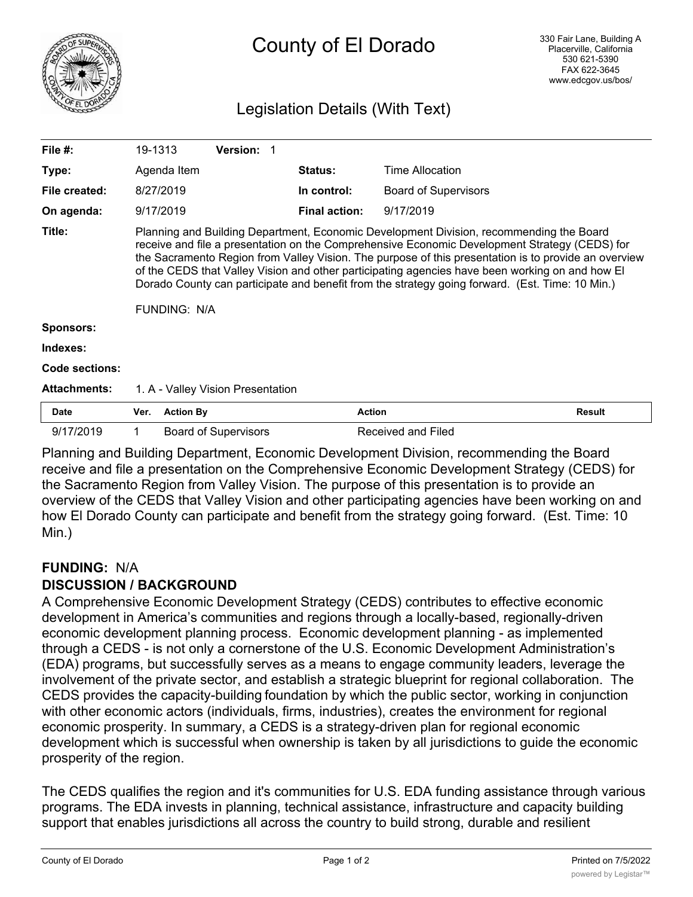# County of El Dorado

330 Fair Lane, Building A
Placerville, California
530 621-5390
FAX 622-3645
www.edcgov.us/bos/

## Legislation Details (With Text)

| | | | |
|---|---|---|---|
| **File #:** | 19-1313 **Version:** 1 | | |
| **Type:** | Agenda Item | **Status:** | Time Allocation |
| **File created:** | 8/27/2019 | **In control:** | Board of Supervisors |
| **On agenda:** | 9/17/2019 | **Final action:** | 9/17/2019 |

**Title:** Planning and Building Department, Economic Development Division, recommending the Board receive and file a presentation on the Comprehensive Economic Development Strategy (CEDS) for the Sacramento Region from Valley Vision. The purpose of this presentation is to provide an overview of the CEDS that Valley Vision and other participating agencies have been working on and how El Dorado County can participate and benefit from the strategy going forward. (Est. Time: 10 Min.)

FUNDING: N/A

**Sponsors:**

**Indexes:**

**Code sections:**

**Attachments:** 1. A - Valley Vision Presentation

| Date | Ver. | Action By | Action | Result |
|---|---|---|---|---|
| 9/17/2019 | 1 | Board of Supervisors | Received and Filed | |

Planning and Building Department, Economic Development Division, recommending the Board receive and file a presentation on the Comprehensive Economic Development Strategy (CEDS) for the Sacramento Region from Valley Vision. The purpose of this presentation is to provide an overview of the CEDS that Valley Vision and other participating agencies have been working on and how El Dorado County can participate and benefit from the strategy going forward. (Est. Time: 10 Min.)

**FUNDING:** N/A

**DISCUSSION / BACKGROUND**

A Comprehensive Economic Development Strategy (CEDS) contributes to effective economic development in America's communities and regions through a locally-based, regionally-driven economic development planning process. Economic development planning - as implemented through a CEDS - is not only a cornerstone of the U.S. Economic Development Administration's (EDA) programs, but successfully serves as a means to engage community leaders, leverage the involvement of the private sector, and establish a strategic blueprint for regional collaboration. The CEDS provides the capacity-building foundation by which the public sector, working in conjunction with other economic actors (individuals, firms, industries), creates the environment for regional economic prosperity. In summary, a CEDS is a strategy-driven plan for regional economic development which is successful when ownership is taken by all jurisdictions to guide the economic prosperity of the region.

The CEDS qualifies the region and it's communities for U.S. EDA funding assistance through various programs. The EDA invests in planning, technical assistance, infrastructure and capacity building support that enables jurisdictions all across the country to build strong, durable and resilient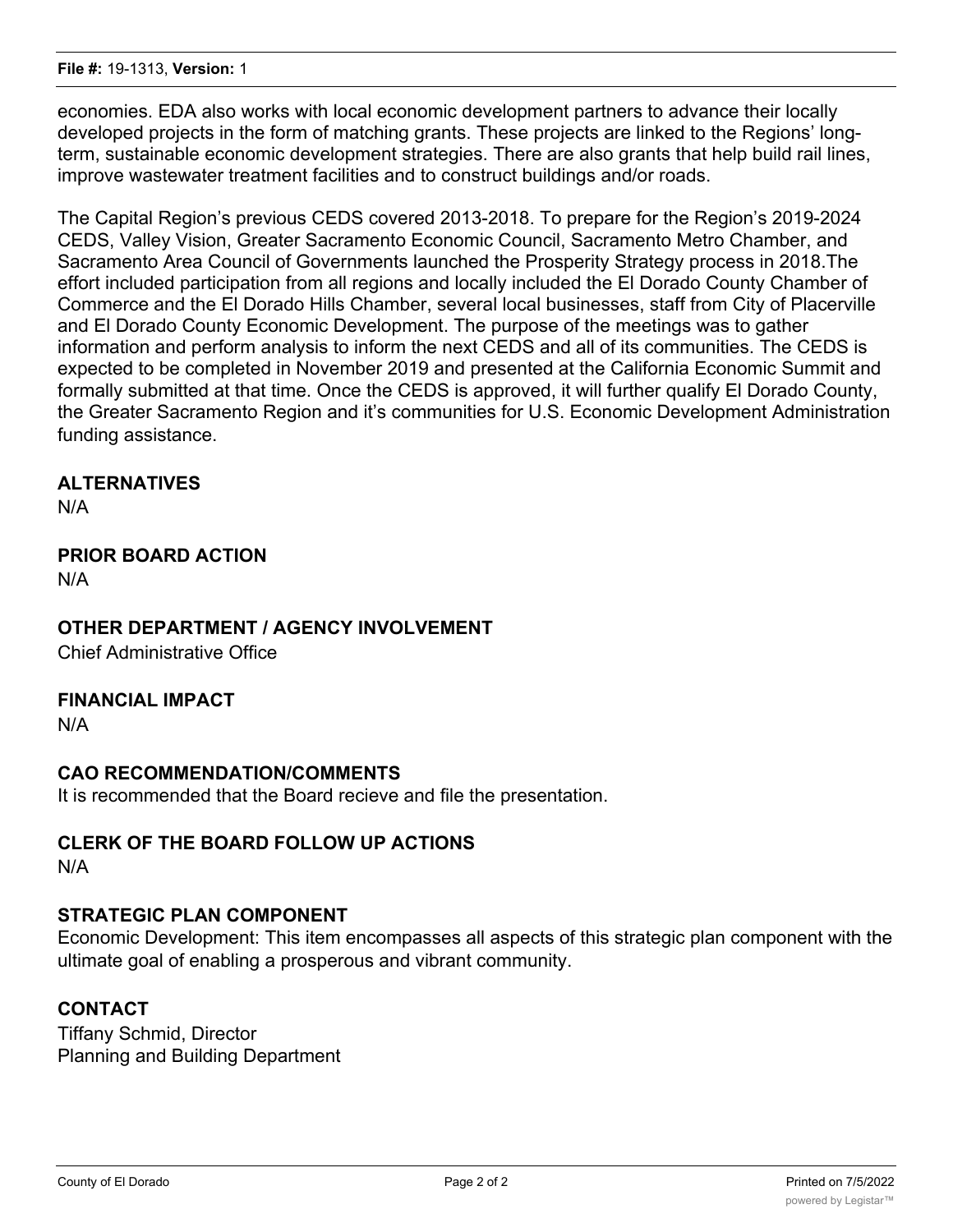economies. EDA also works with local economic development partners to advance their locally developed projects in the form of matching grants. These projects are linked to the Regions' long-term, sustainable economic development strategies. There are also grants that help build rail lines, improve wastewater treatment facilities and to construct buildings and/or roads.

The Capital Region's previous CEDS covered 2013-2018. To prepare for the Region's 2019-2024 CEDS, Valley Vision, Greater Sacramento Economic Council, Sacramento Metro Chamber, and Sacramento Area Council of Governments launched the Prosperity Strategy process in 2018.The effort included participation from all regions and locally included the El Dorado County Chamber of Commerce and the El Dorado Hills Chamber, several local businesses, staff from City of Placerville and El Dorado County Economic Development. The purpose of the meetings was to gather information and perform analysis to inform the next CEDS and all of its communities. The CEDS is expected to be completed in November 2019 and presented at the California Economic Summit and formally submitted at that time. Once the CEDS is approved, it will further qualify El Dorado County, the Greater Sacramento Region and it's communities for U.S. Economic Development Administration funding assistance.

## ALTERNATIVES
N/A

## PRIOR BOARD ACTION
N/A

## OTHER DEPARTMENT / AGENCY INVOLVEMENT
Chief Administrative Office

## FINANCIAL IMPACT
N/A

## CAO RECOMMENDATION/COMMENTS
It is recommended that the Board recieve and file the presentation.

## CLERK OF THE BOARD FOLLOW UP ACTIONS
N/A

## STRATEGIC PLAN COMPONENT
Economic Development: This item encompasses all aspects of this strategic plan component with the ultimate goal of enabling a prosperous and vibrant community.

## CONTACT
Tiffany Schmid, Director
Planning and Building Department